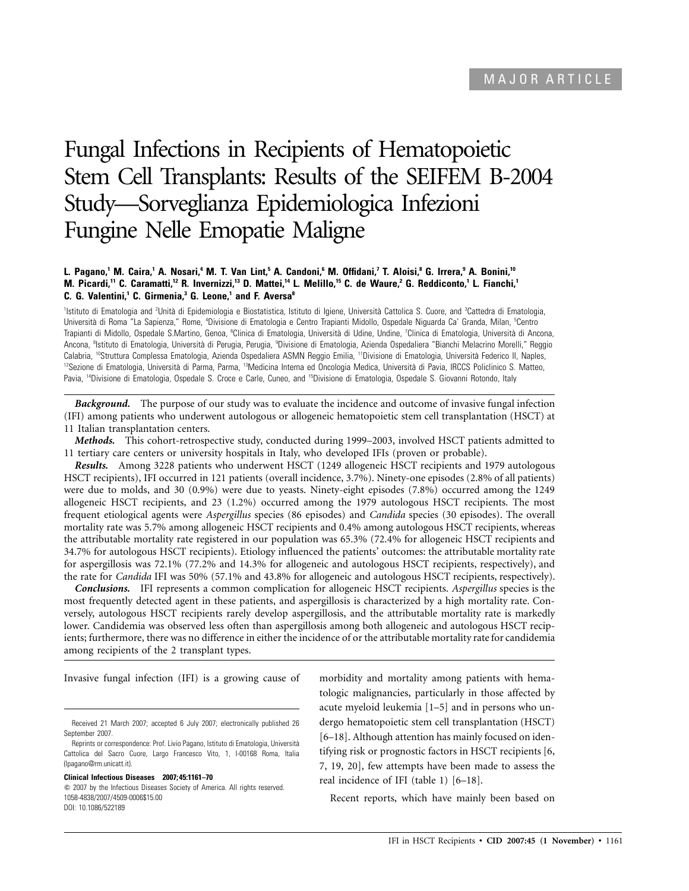MAJOR ARTICLE

# Fungal Infections in Recipients of Hematopoietic Stem Cell Transplants: Results of the SEIFEM B-2004 Study—Sorveglianza Epidemiologica Infezioni Fungine Nelle Emopatie Maligne

**L. Pagano,[1] M. Caira,[1] A. Nosari,[4] M. T. Van Lint,[5] A. Candoni,[6] M. Offidani,[7] T. Aloisi,[8] G. Irrera,[9] A. Bonini,[10] M. Picardi,[11] C. Caramatti,[12] R. Invernizzi,[13] D. Mattei,[14] L. Melillo,[15] C. de Waure,[2] G. Reddiconto,[1] L. Fianchi,[1] C. G. Valentini,[1] C. Girmenia,[3] G. Leone,[1] and F. Aversa[8]**

[1]Istituto di Ematologia and [2]Unità di Epidemiologia e Biostatistica, Istituto di Igiene, Università Cattolica S. Cuore, and [3]Cattedra di Ematologia, Università di Roma "La Sapienza," Rome, [4]Divisione di Ematologia e Centro Trapianti Midollo, Ospedale Niguarda Ca' Granda, Milan, [5]Centro Trapianti di Midollo, Ospedale S.Martino, Genoa, [6]Clinica di Ematologia, Università di Udine, Undine, [7]Clinica di Ematologia, Università di Ancona, Ancona, [8]Istituto di Ematologia, Università di Perugia, Perugia, [9]Divisione di Ematologia, Azienda Ospedaliera "Bianchi Melacrino Morelli," Reggio Calabria, [10]Struttura Complessa Ematologia, Azienda Ospedaliera ASMN Reggio Emilia, [11]Divisione di Ematologia, Università Federico II, Naples, [12]Sezione di Ematologia, Università di Parma, Parma, [13]Medicina Interna ed Oncologia Medica, Università di Pavia, IRCCS Policlinico S. Matteo, Pavia, [14]Divisione di Ematologia, Ospedale S. Croce e Carle, Cuneo, and [15]Divisione di Ematologia, Ospedale S. Giovanni Rotondo, Italy

***Background.*** The purpose of our study was to evaluate the incidence and outcome of invasive fungal infection (IFI) among patients who underwent autologous or allogeneic hematopoietic stem cell transplantation (HSCT) at 11 Italian transplantation centers.

***Methods.*** This cohort-retrospective study, conducted during 1999–2003, involved HSCT patients admitted to 11 tertiary care centers or university hospitals in Italy, who developed IFIs (proven or probable).

***Results.*** Among 3228 patients who underwent HSCT (1249 allogeneic HSCT recipients and 1979 autologous HSCT recipients), IFI occurred in 121 patients (overall incidence, 3.7%). Ninety-one episodes (2.8% of all patients) were due to molds, and 30 (0.9%) were due to yeasts. Ninety-eight episodes (7.8%) occurred among the 1249 allogeneic HSCT recipients, and 23 (1.2%) occurred among the 1979 autologous HSCT recipients. The most frequent etiological agents were *Aspergillus* species (86 episodes) and *Candida* species (30 episodes). The overall mortality rate was 5.7% among allogeneic HSCT recipients and 0.4% among autologous HSCT recipients, whereas the attributable mortality rate registered in our population was 65.3% (72.4% for allogeneic HSCT recipients and 34.7% for autologous HSCT recipients). Etiology influenced the patients' outcomes: the attributable mortality rate for aspergillosis was 72.1% (77.2% and 14.3% for allogeneic and autologous HSCT recipients, respectively), and the rate for *Candida* IFI was 50% (57.1% and 43.8% for allogeneic and autologous HSCT recipients, respectively).

***Conclusions.*** IFI represents a common complication for allogeneic HSCT recipients. *Aspergillus* species is the most frequently detected agent in these patients, and aspergillosis is characterized by a high mortality rate. Conversely, autologous HSCT recipients rarely develop aspergillosis, and the attributable mortality rate is markedly lower. Candidemia was observed less often than aspergillosis among both allogeneic and autologous HSCT recipients; furthermore, there was no difference in either the incidence of or the attributable mortality rate for candidemia among recipients of the 2 transplant types.

Invasive fungal infection (IFI) is a growing cause of morbidity and mortality among patients with hematologic malignancies, particularly in those affected by acute myeloid leukemia [1–5] and in persons who undergo hematopoietic stem cell transplantation (HSCT) [6–18]. Although attention has mainly focused on identifying risk or prognostic factors in HSCT recipients [6, 7, 19, 20], few attempts have been made to assess the real incidence of IFI (table 1) [6–18].

Recent reports, which have mainly been based on

Received 21 March 2007; accepted 6 July 2007; electronically published 26 September 2007.

Reprints or correspondence: Prof. Livio Pagano, Istituto di Ematologia, Università Cattolica del Sacro Cuore, Largo Francesco Vito, 1, I-00168 Roma, Italia (lpagano@rm.unicatt.it).

**Clinical Infectious Diseases 2007; 45:1161–70**

© 2007 by the Infectious Diseases Society of America. All rights reserved.
1058-4838/2007/4509-0006$15.00
DOI: 10.1086/522189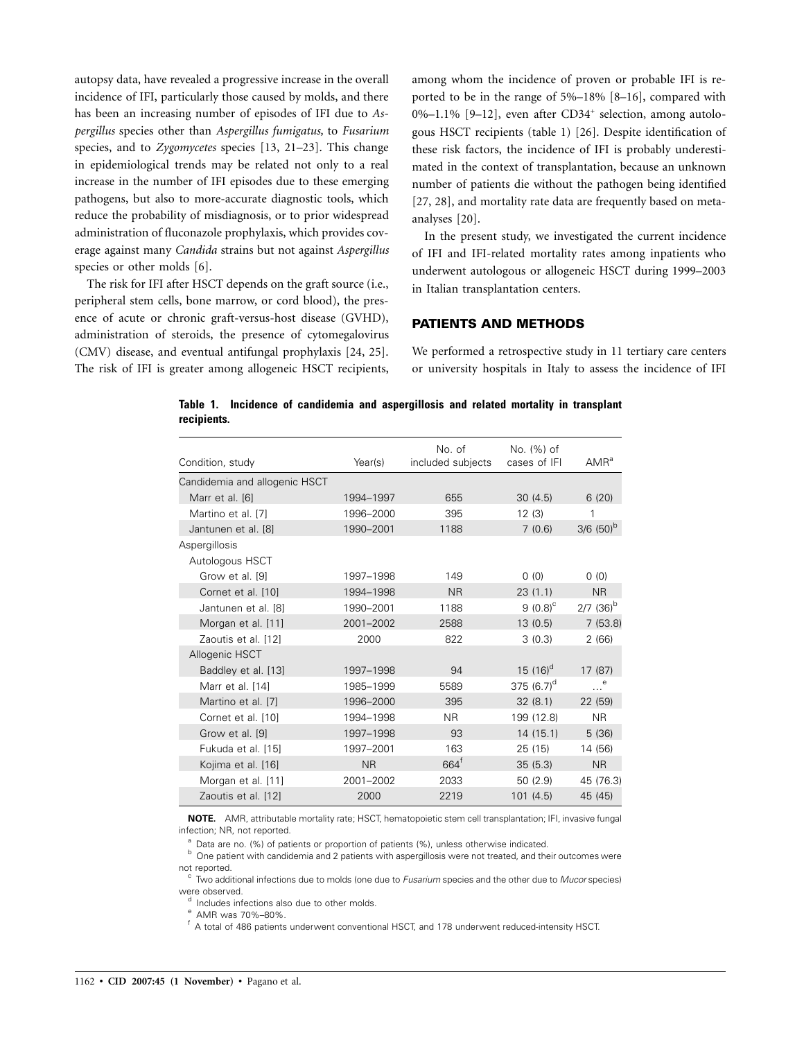autopsy data, have revealed a progressive increase in the overall incidence of IFI, particularly those caused by molds, and there has been an increasing number of episodes of IFI due to *Aspergillus* species other than *Aspergillus fumigatus,* to *Fusarium* species, and to *Zygomycetes* species [13, 21–23]. This change in epidemiological trends may be related not only to a real increase in the number of IFI episodes due to these emerging pathogens, but also to more-accurate diagnostic tools, which reduce the probability of misdiagnosis, or to prior widespread administration of fluconazole prophylaxis, which provides coverage against many *Candida* strains but not against *Aspergillus* species or other molds [6].

The risk for IFI after HSCT depends on the graft source (i.e., peripheral stem cells, bone marrow, or cord blood), the presence of acute or chronic graft-versus-host disease (GVHD), administration of steroids, the presence of cytomegalovirus (CMV) disease, and eventual antifungal prophylaxis [24, 25]. The risk of IFI is greater among allogeneic HSCT recipients, among whom the incidence of proven or probable IFI is reported to be in the range of 5%–18% [8–16], compared with 0%–1.1% [9–12], even after $CD34^+$ selection, among autologous HSCT recipients (table 1) [26]. Despite identification of these risk factors, the incidence of IFI is probably underestimated in the context of transplantation, because an unknown number of patients die without the pathogen being identified [27, 28], and mortality rate data are frequently based on meta-analyses [20].

In the present study, we investigated the current incidence of IFI and IFI-related mortality rates among inpatients who underwent autologous or allogeneic HSCT during 1999–2003 in Italian transplantation centers.

## PATIENTS AND METHODS

We performed a retrospective study in 11 tertiary care centers or university hospitals in Italy to assess the incidence of IFI

**Table 1. Incidence of candidemia and aspergillosis and related mortality in transplant recipients.**

| Condition, study | Year(s) | No. of included subjects | No. (%) of cases of IFI | AMR[a] |
|---|---|---|---|---|
| Candidemia and allogenic HSCT | | | | |
| Marr et al. [6] | 1994–1997 | 655 | 30 (4.5) | 6 (20) |
| Martino et al. [7] | 1996–2000 | 395 | 12 (3) | 1 |
| Jantunen et al. [8] | 1990–2001 | 1188 | 7 (0.6) | 3/6 (50)[b] |
| Aspergillosis | | | | |
| Autologous HSCT | | | | |
| Grow et al. [9] | 1997–1998 | 149 | 0 (0) | 0 (0) |
| Cornet et al. [10] | 1994–1998 | NR | 23 (1.1) | NR |
| Jantunen et al. [8] | 1990–2001 | 1188 | 9 (0.8)[c] | 2/7 (36)[b] |
| Morgan et al. [11] | 2001–2002 | 2588 | 13 (0.5) | 7 (53.8) |
| Zaoutis et al. [12] | 2000 | 822 | 3 (0.3) | 2 (66) |
| Allogenic HSCT | | | | |
| Baddley et al. [13] | 1997–1998 | 94 | 15 (16)[d] | 17 (87) |
| Marr et al. [14] | 1985–1999 | 5589 | 375 (6.7)[d] | ...[e] |
| Martino et al. [7] | 1996–2000 | 395 | 32 (8.1) | 22 (59) |
| Cornet et al. [10] | 1994–1998 | NR | 199 (12.8) | NR |
| Grow et al. [9] | 1997–1998 | 93 | 14 (15.1) | 5 (36) |
| Fukuda et al. [15] | 1997–2001 | 163 | 25 (15) | 14 (56) |
| Kojima et al. [16] | NR | 664[f] | 35 (5.3) | NR |
| Morgan et al. [11] | 2001–2002 | 2033 | 50 (2.9) | 45 (76.3) |
| Zaoutis et al. [12] | 2000 | 2219 | 101 (4.5) | 45 (45) |

**NOTE.** AMR, attributable mortality rate; HSCT, hematopoietic stem cell transplantation; IFI, invasive fungal infection; NR, not reported.

[a] Data are no. (%) of patients or proportion of patients (%), unless otherwise indicated.

[b] One patient with candidemia and 2 patients with aspergillosis were not treated, and their outcomes were not reported.

[c] Two additional infections due to molds (one due to *Fusarium* species and the other due to *Mucor* species) were observed.

[d] Includes infections also due to other molds.

[e] AMR was 70%–80%.

[f] A total of 486 patients underwent conventional HSCT, and 178 underwent reduced-intensity HSCT.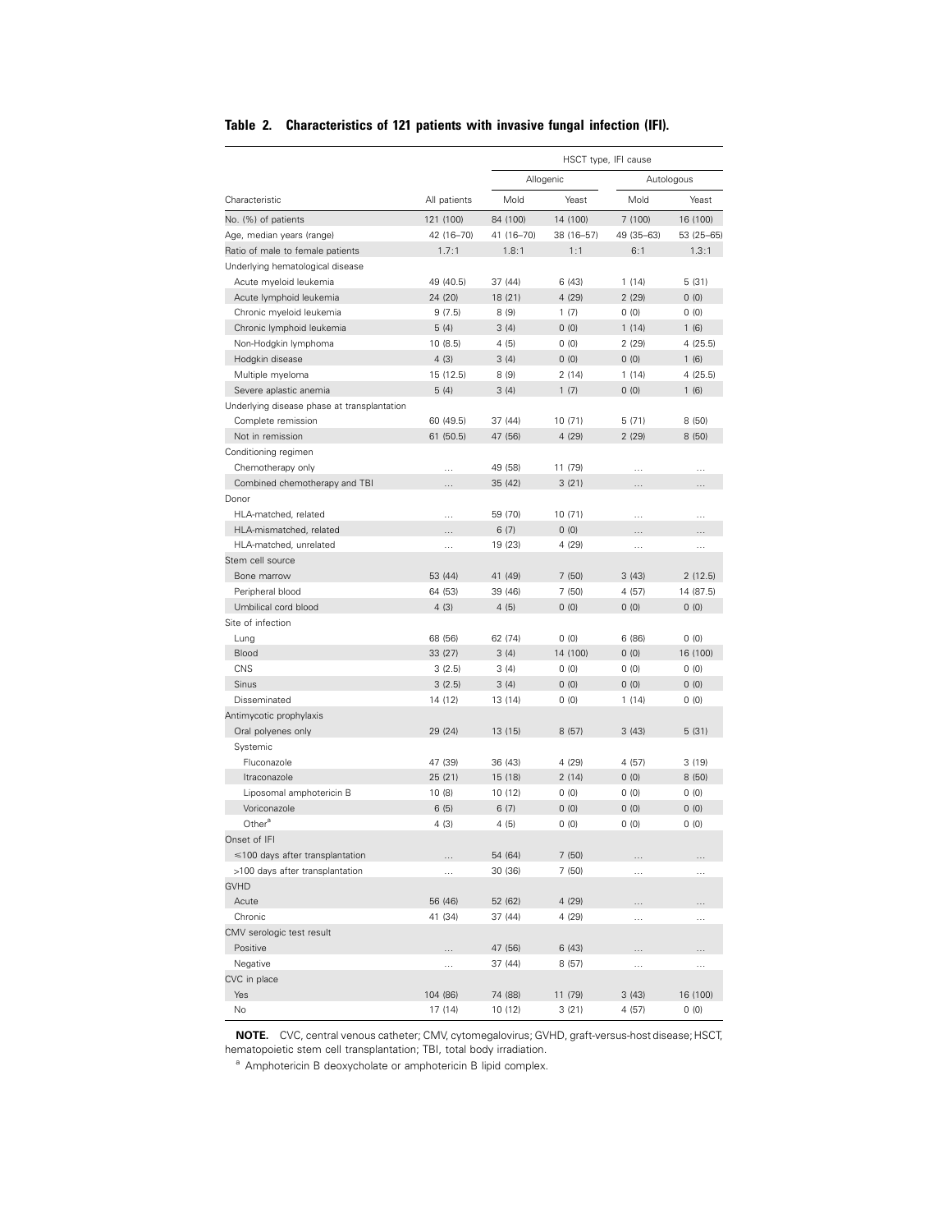**Table 2. Characteristics of 121 patients with invasive fungal infection (IFI).**

| Characteristic | All patients | HSCT type, IFI cause | | | |
|---|---|---|---|---|---|
| | | Allogenic | | Autologous | |
| | | Mold | Yeast | Mold | Yeast |
| No. (%) of patients | 121 (100) | 84 (100) | 14 (100) | 7 (100) | 16 (100) |
| Age, median years (range) | 42 (16–70) | 41 (16–70) | 38 (16–57) | 49 (35–63) | 53 (25–65) |
| Ratio of male to female patients | 1.7:1 | 1.8:1 | 1:1 | 6:1 | 1.3:1 |
| Underlying hematological disease | | | | | |
| Acute myeloid leukemia | 49 (40.5) | 37 (44) | 6 (43) | 1 (14) | 5 (31) |
| Acute lymphoid leukemia | 24 (20) | 18 (21) | 4 (29) | 2 (29) | 0 (0) |
| Chronic myeloid leukemia | 9 (7.5) | 8 (9) | 1 (7) | 0 (0) | 0 (0) |
| Chronic lymphoid leukemia | 5 (4) | 3 (4) | 0 (0) | 1 (14) | 1 (6) |
| Non-Hodgkin lymphoma | 10 (8.5) | 4 (5) | 0 (0) | 2 (29) | 4 (25.5) |
| Hodgkin disease | 4 (3) | 3 (4) | 0 (0) | 0 (0) | 1 (6) |
| Multiple myeloma | 15 (12.5) | 8 (9) | 2 (14) | 1 (14) | 4 (25.5) |
| Severe aplastic anemia | 5 (4) | 3 (4) | 1 (7) | 0 (0) | 1 (6) |
| Underlying disease phase at transplantation | | | | | |
| Complete remission | 60 (49.5) | 37 (44) | 10 (71) | 5 (71) | 8 (50) |
| Not in remission | 61 (50.5) | 47 (56) | 4 (29) | 2 (29) | 8 (50) |
| Conditioning regimen | | | | | |
| Chemotherapy only | ... | 49 (58) | 11 (79) | ... | ... |
| Combined chemotherapy and TBI | ... | 35 (42) | 3 (21) | ... | ... |
| Donor | | | | | |
| HLA-matched, related | ... | 59 (70) | 10 (71) | ... | ... |
| HLA-mismatched, related | ... | 6 (7) | 0 (0) | ... | ... |
| HLA-matched, unrelated | ... | 19 (23) | 4 (29) | ... | ... |
| Stem cell source | | | | | |
| Bone marrow | 53 (44) | 41 (49) | 7 (50) | 3 (43) | 2 (12.5) |
| Peripheral blood | 64 (53) | 39 (46) | 7 (50) | 4 (57) | 14 (87.5) |
| Umbilical cord blood | 4 (3) | 4 (5) | 0 (0) | 0 (0) | 0 (0) |
| Site of infection | | | | | |
| Lung | 68 (56) | 62 (74) | 0 (0) | 6 (86) | 0 (0) |
| Blood | 33 (27) | 3 (4) | 14 (100) | 0 (0) | 16 (100) |
| CNS | 3 (2.5) | 3 (4) | 0 (0) | 0 (0) | 0 (0) |
| Sinus | 3 (2.5) | 3 (4) | 0 (0) | 0 (0) | 0 (0) |
| Disseminated | 14 (12) | 13 (14) | 0 (0) | 1 (14) | 0 (0) |
| Antimycotic prophylaxis | | | | | |
| Oral polyenes only | 29 (24) | 13 (15) | 8 (57) | 3 (43) | 5 (31) |
| Systemic | | | | | |
| Fluconazole | 47 (39) | 36 (43) | 4 (29) | 4 (57) | 3 (19) |
| Itraconazole | 25 (21) | 15 (18) | 2 (14) | 0 (0) | 8 (50) |
| Liposomal amphotericin B | 10 (8) | 10 (12) | 0 (0) | 0 (0) | 0 (0) |
| Voriconazole | 6 (5) | 6 (7) | 0 (0) | 0 (0) | 0 (0) |
| Other[a] | 4 (3) | 4 (5) | 0 (0) | 0 (0) | 0 (0) |
| Onset of IFI | | | | | |
| ≤100 days after transplantation | ... | 54 (64) | 7 (50) | ... | ... |
| >100 days after transplantation | ... | 30 (36) | 7 (50) | ... | ... |
| GVHD | | | | | |
| Acute | 56 (46) | 52 (62) | 4 (29) | ... | ... |
| Chronic | 41 (34) | 37 (44) | 4 (29) | ... | ... |
| CMV serologic test result | | | | | |
| Positive | ... | 47 (56) | 6 (43) | ... | ... |
| Negative | ... | 37 (44) | 8 (57) | ... | ... |
| CVC in place | | | | | |
| Yes | 104 (86) | 74 (88) | 11 (79) | 3 (43) | 16 (100) |
| No | 17 (14) | 10 (12) | 3 (21) | 4 (57) | 0 (0) |

**NOTE.** CVC, central venous catheter; CMV, cytomegalovirus; GVHD, graft-versus-host disease; HSCT, hematopoietic stem cell transplantation; TBI, total body irradiation.

[a] Amphotericin B deoxycholate or amphotericin B lipid complex.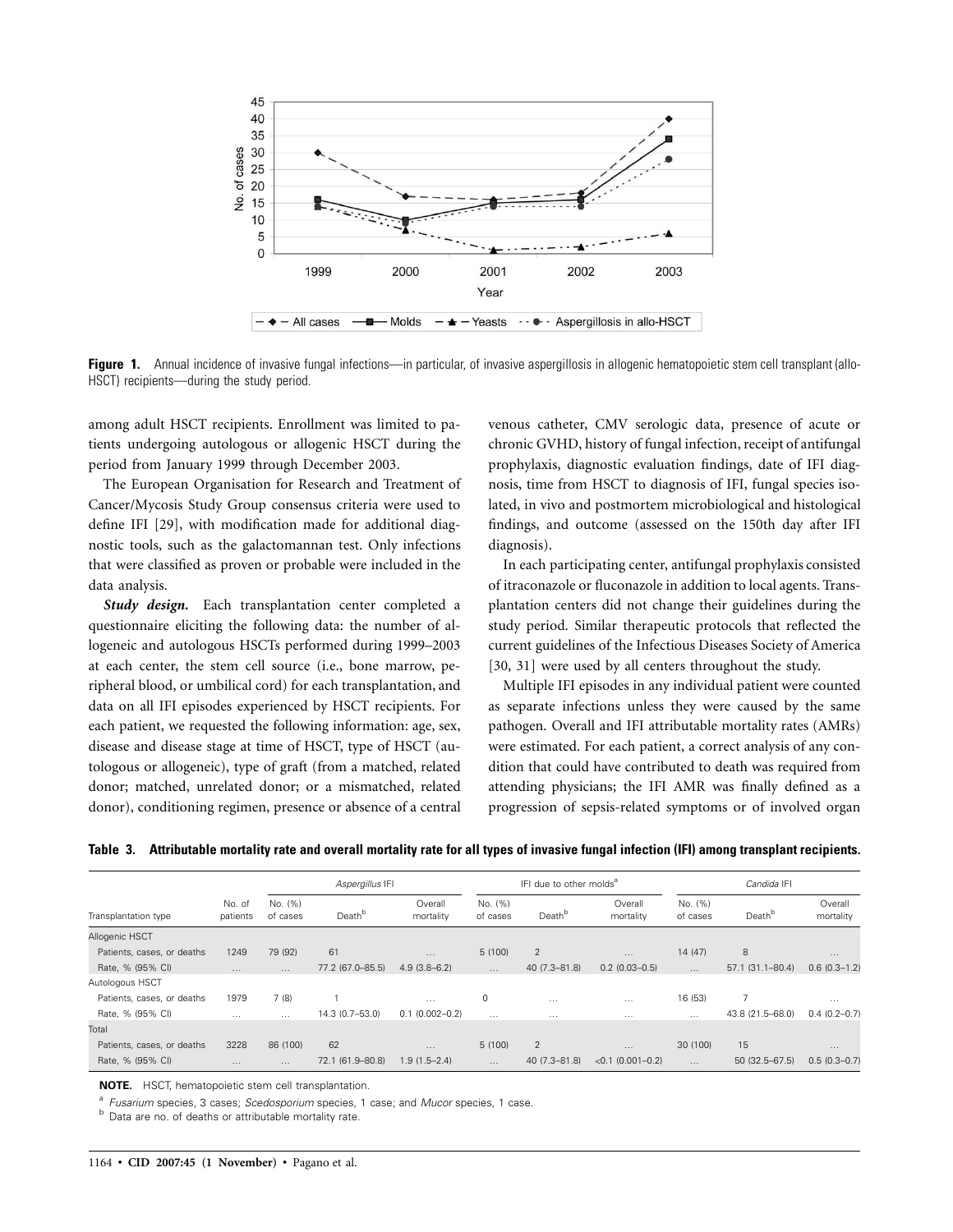Figure 1. Annual incidence of invasive fungal infections—in particular, of invasive aspergillosis in allogenic hematopoietic stem cell transplant (allo-HSCT) recipients—during the study period.

among adult HSCT recipients. Enrollment was limited to patients undergoing autologous or allogenic HSCT during the period from January 1999 through December 2003.

The European Organisation for Research and Treatment of Cancer/Mycosis Study Group consensus criteria were used to define IFI [29], with modification made for additional diagnostic tools, such as the galactomannan test. Only infections that were classified as proven or probable were included in the data analysis.

***Study design.*** Each transplantation center completed a questionnaire eliciting the following data: the number of allogeneic and autologous HSCTs performed during 1999–2003 at each center, the stem cell source (i.e., bone marrow, peripheral blood, or umbilical cord) for each transplantation, and data on all IFI episodes experienced by HSCT recipients. For each patient, we requested the following information: age, sex, disease and disease stage at time of HSCT, type of HSCT (autologous or allogeneic), type of graft (from a matched, related donor; matched, unrelated donor; or a mismatched, related donor), conditioning regimen, presence or absence of a central venous catheter, CMV serologic data, presence of acute or chronic GVHD, history of fungal infection, receipt of antifungal prophylaxis, diagnostic evaluation findings, date of IFI diagnosis, time from HSCT to diagnosis of IFI, fungal species isolated, in vivo and postmortem microbiological and histological findings, and outcome (assessed on the 150th day after IFI diagnosis).

In each participating center, antifungal prophylaxis consisted of itraconazole or fluconazole in addition to local agents. Transplantation centers did not change their guidelines during the study period. Similar therapeutic protocols that reflected the current guidelines of the Infectious Diseases Society of America [30, 31] were used by all centers throughout the study.

Multiple IFI episodes in any individual patient were counted as separate infections unless they were caused by the same pathogen. Overall and IFI attributable mortality rates (AMRs) were estimated. For each patient, a correct analysis of any condition that could have contributed to death was required from attending physicians; the IFI AMR was finally defined as a progression of sepsis-related symptoms or of involved organ

**Table 3. Attributable mortality rate and overall mortality rate for all types of invasive fungal infection (IFI) among transplant recipients.**

| | | *Aspergillus* IFI | | | IFI due to other molds[a] | | | *Candida* IFI | | |
|---|---|---|---|---|---|---|---|---|---|---|
| Transplantation type | No. of patients | No. (%) of cases | Death[b] | Overall mortality | No. (%) of cases | Death[b] | Overall mortality | No. (%) of cases | Death[b] | Overall mortality |
| Allogenic HSCT | | | | | | | | | | |
| Patients, cases, or deaths | 1249 | 79 (92) | 61 | ... | 5 (100) | 2 | ... | 14 (47) | 8 | ... |
| Rate, % (95% CI) | ... | ... | 77.2 (67.0–85.5) | 4.9 (3.8–6.2) | ... | 40 (7.3–81.8) | 0.2 (0.03–0.5) | ... | 57.1 (31.1–80.4) | 0.6 (0.3–1.2) |
| Autologous HSCT | | | | | | | | | | |
| Patients, cases, or deaths | 1979 | 7 (8) | 1 | ... | 0 | ... | ... | 16 (53) | 7 | ... |
| Rate, % (95% CI) | ... | ... | 14.3 (0.7–53.0) | 0.1 (0.002–0.2) | ... | ... | ... | ... | 43.8 (21.5–68.0) | 0.4 (0.2–0.7) |
| Total | | | | | | | | | | |
| Patients, cases, or deaths | 3228 | 86 (100) | 62 | ... | 5 (100) | 2 | ... | 30 (100) | 15 | ... |
| Rate, % (95% CI) | ... | ... | 72.1 (61.9–80.8) | 1.9 (1.5–2.4) | ... | 40 (7.3–81.8) | <0.1 (0.001–0.2) | ... | 50 (32.5–67.5) | 0.5 (0.3–0.7) |

**NOTE.** HSCT, hematopoietic stem cell transplantation.

[a] *Fusarium* species, 3 cases; *Scedosporium* species, 1 case; and *Mucor* species, 1 case.

[b] Data are no. of deaths or attributable mortality rate.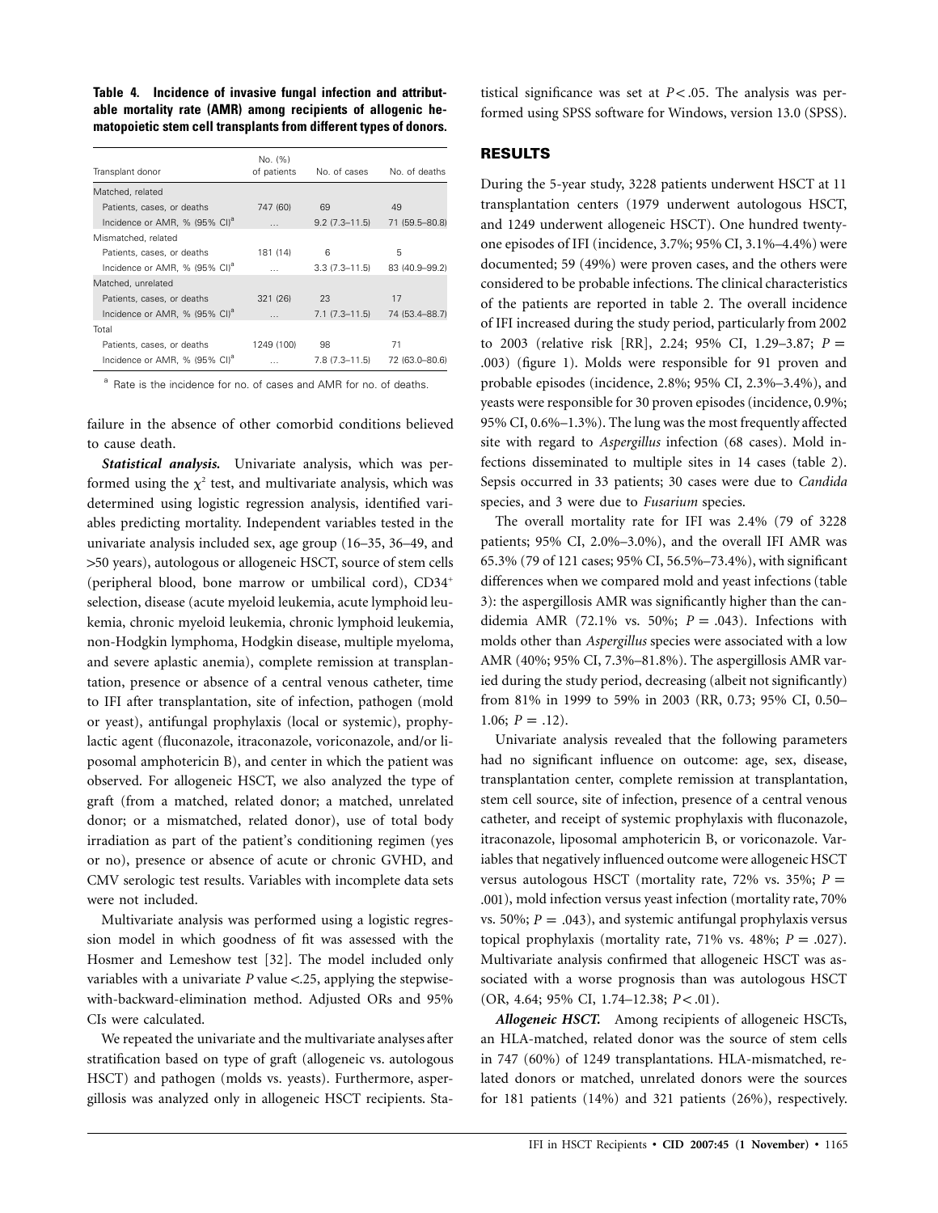**Table 4. Incidence of invasive fungal infection and attributable mortality rate (AMR) among recipients of allogenic hematopoietic stem cell transplants from different types of donors.**

| Transplant donor | No. (%) of patients | No. of cases | No. of deaths |
|---|---|---|---|
| Matched, related | | | |
| Patients, cases, or deaths | 747 (60) | 69 | 49 |
| Incidence or AMR, % (95% CI)[a] | … | 9.2 (7.3–11.5) | 71 (59.5–80.8) |
| Mismatched, related | | | |
| Patients, cases, or deaths | 181 (14) | 6 | 5 |
| Incidence or AMR, % (95% CI)[a] | … | 3.3 (7.3–11.5) | 83 (40.9–99.2) |
| Matched, unrelated | | | |
| Patients, cases, or deaths | 321 (26) | 23 | 17 |
| Incidence or AMR, % (95% CI)[a] | … | 7.1 (7.3–11.5) | 74 (53.4–88.7) |
| Total | | | |
| Patients, cases, or deaths | 1249 (100) | 98 | 71 |
| Incidence or AMR, % (95% CI)[a] | … | 7.8 (7.3–11.5) | 72 (63.0–80.6) |

[a] Rate is the incidence for no. of cases and AMR for no. of deaths.

failure in the absence of other comorbid conditions believed to cause death.

***Statistical analysis.*** Univariate analysis, which was performed using the $\chi^2$ test, and multivariate analysis, which was determined using logistic regression analysis, identified variables predicting mortality. Independent variables tested in the univariate analysis included sex, age group (16–35, 36–49, and >50 years), autologous or allogeneic HSCT, source of stem cells (peripheral blood, bone marrow or umbilical cord), $CD34^+$ selection, disease (acute myeloid leukemia, acute lymphoid leukemia, chronic myeloid leukemia, chronic lymphoid leukemia, non-Hodgkin lymphoma, Hodgkin disease, multiple myeloma, and severe aplastic anemia), complete remission at transplantation, presence or absence of a central venous catheter, time to IFI after transplantation, site of infection, pathogen (mold or yeast), antifungal prophylaxis (local or systemic), prophylactic agent (fluconazole, itraconazole, voriconazole, and/or liposomal amphotericin B), and center in which the patient was observed. For allogeneic HSCT, we also analyzed the type of graft (from a matched, related donor; a matched, unrelated donor; or a mismatched, related donor), use of total body irradiation as part of the patient's conditioning regimen (yes or no), presence or absence of acute or chronic GVHD, and CMV serologic test results. Variables with incomplete data sets were not included.

Multivariate analysis was performed using a logistic regression model in which goodness of fit was assessed with the Hosmer and Lemeshow test [32]. The model included only variables with a univariate $P$ value <.25, applying the stepwise-with-backward-elimination method. Adjusted ORs and 95% CIs were calculated.

We repeated the univariate and the multivariate analyses after stratification based on type of graft (allogeneic vs. autologous HSCT) and pathogen (molds vs. yeasts). Furthermore, aspergillosis was analyzed only in allogeneic HSCT recipients. Statistical significance was set at $P < .05$. The analysis was performed using SPSS software for Windows, version 13.0 (SPSS).

## RESULTS

During the 5-year study, 3228 patients underwent HSCT at 11 transplantation centers (1979 underwent autologous HSCT, and 1249 underwent allogeneic HSCT). One hundred twenty-one episodes of IFI (incidence, 3.7%; 95% CI, 3.1%–4.4%) were documented; 59 (49%) were proven cases, and the others were considered to be probable infections. The clinical characteristics of the patients are reported in table 2. The overall incidence of IFI increased during the study period, particularly from 2002 to 2003 (relative risk [RR], 2.24; 95% CI, 1.29–3.87; $P = .003$) (figure 1). Molds were responsible for 91 proven and probable episodes (incidence, 2.8%; 95% CI, 2.3%–3.4%), and yeasts were responsible for 30 proven episodes (incidence, 0.9%; 95% CI, 0.6%–1.3%). The lung was the most frequently affected site with regard to *Aspergillus* infection (68 cases). Mold infections disseminated to multiple sites in 14 cases (table 2). Sepsis occurred in 33 patients; 30 cases were due to *Candida* species, and 3 were due to *Fusarium* species.

The overall mortality rate for IFI was 2.4% (79 of 3228 patients; 95% CI, 2.0%–3.0%), and the overall IFI AMR was 65.3% (79 of 121 cases; 95% CI, 56.5%–73.4%), with significant differences when we compared mold and yeast infections (table 3): the aspergillosis AMR was significantly higher than the candidemia AMR (72.1% vs. 50%; $P = .043$). Infections with molds other than *Aspergillus* species were associated with a low AMR (40%; 95% CI, 7.3%–81.8%). The aspergillosis AMR varied during the study period, decreasing (albeit not significantly) from 81% in 1999 to 59% in 2003 (RR, 0.73; 95% CI, 0.50–1.06; $P = .12$).

Univariate analysis revealed that the following parameters had no significant influence on outcome: age, sex, disease, transplantation center, complete remission at transplantation, stem cell source, site of infection, presence of a central venous catheter, and receipt of systemic prophylaxis with fluconazole, itraconazole, liposomal amphotericin B, or voriconazole. Variables that negatively influenced outcome were allogeneic HSCT versus autologous HSCT (mortality rate, 72% vs. 35%; $P = .001$), mold infection versus yeast infection (mortality rate, 70% vs. 50%; $P = .043$), and systemic antifungal prophylaxis versus topical prophylaxis (mortality rate, 71% vs. 48%; $P = .027$). Multivariate analysis confirmed that allogeneic HSCT was associated with a worse prognosis than was autologous HSCT (OR, 4.64; 95% CI, 1.74–12.38; $P < .01$).

***Allogeneic HSCT.*** Among recipients of allogeneic HSCTs, an HLA-matched, related donor was the source of stem cells in 747 (60%) of 1249 transplantations. HLA-mismatched, related donors or matched, unrelated donors were the sources for 181 patients (14%) and 321 patients (26%), respectively.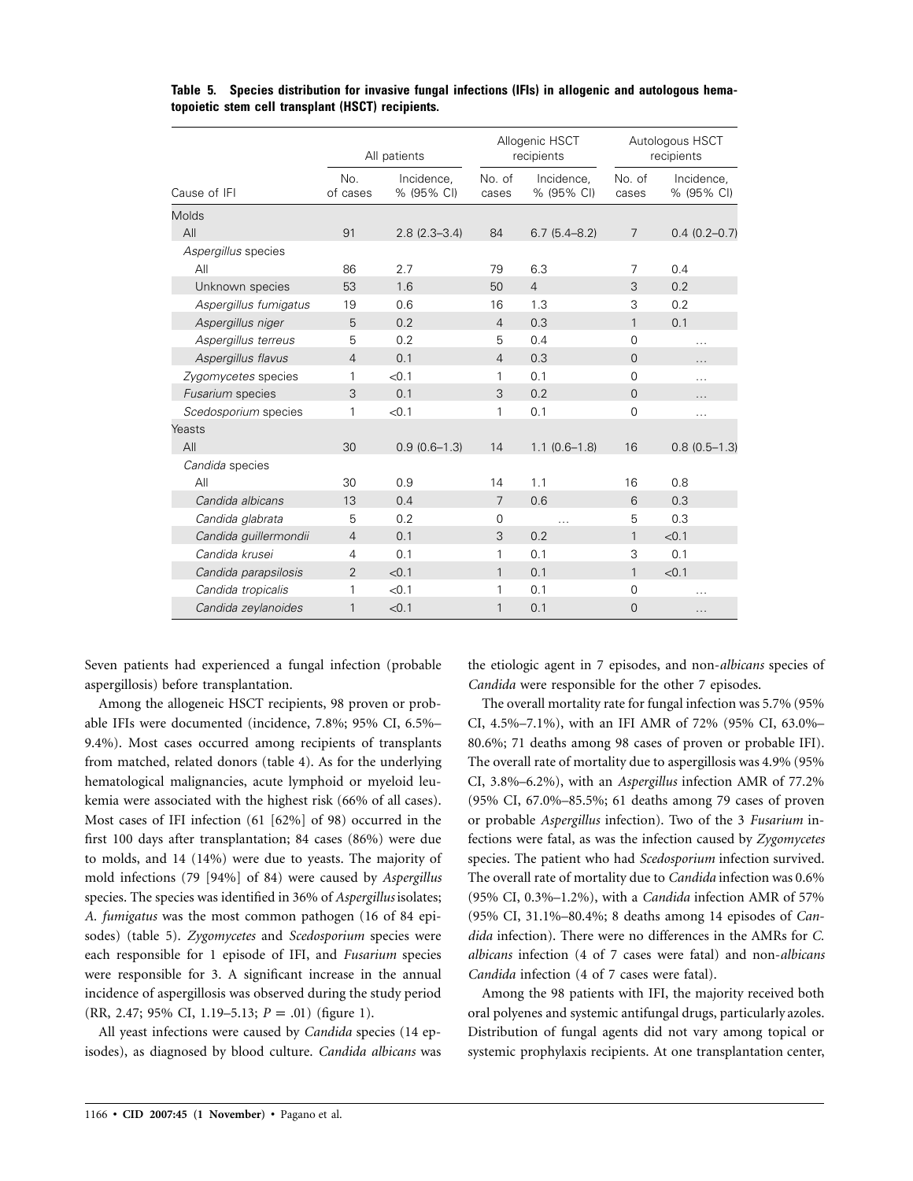**Table 5. Species distribution for invasive fungal infections (IFIs) in allogenic and autologous hematopoietic stem cell transplant (HSCT) recipients.**

| Cause of IFI | All patients | | Allogenic HSCT recipients | | Autologous HSCT recipients | |
|---|---|---|---|---|---|---|
| | No. of cases | Incidence, % (95% CI) | No. of cases | Incidence, % (95% CI) | No. of cases | Incidence, % (95% CI) |
| Molds | | | | | | |
| All | 91 | 2.8 (2.3–3.4) | 84 | 6.7 (5.4–8.2) | 7 | 0.4 (0.2–0.7) |
| *Aspergillus* species | | | | | | |
| All | 86 | 2.7 | 79 | 6.3 | 7 | 0.4 |
| Unknown species | 53 | 1.6 | 50 | 4 | 3 | 0.2 |
| *Aspergillus fumigatus* | 19 | 0.6 | 16 | 1.3 | 3 | 0.2 |
| *Aspergillus niger* | 5 | 0.2 | 4 | 0.3 | 1 | 0.1 |
| *Aspergillus terreus* | 5 | 0.2 | 5 | 0.4 | 0 | ... |
| *Aspergillus flavus* | 4 | 0.1 | 4 | 0.3 | 0 | ... |
| *Zygomycetes* species | 1 | <0.1 | 1 | 0.1 | 0 | ... |
| *Fusarium* species | 3 | 0.1 | 3 | 0.2 | 0 | ... |
| *Scedosporium* species | 1 | <0.1 | 1 | 0.1 | 0 | ... |
| Yeasts | | | | | | |
| All | 30 | 0.9 (0.6–1.3) | 14 | 1.1 (0.6–1.8) | 16 | 0.8 (0.5–1.3) |
| *Candida* species | | | | | | |
| All | 30 | 0.9 | 14 | 1.1 | 16 | 0.8 |
| *Candida albicans* | 13 | 0.4 | 7 | 0.6 | 6 | 0.3 |
| *Candida glabrata* | 5 | 0.2 | 0 | ... | 5 | 0.3 |
| *Candida guillermondii* | 4 | 0.1 | 3 | 0.2 | 1 | <0.1 |
| *Candida krusei* | 4 | 0.1 | 1 | 0.1 | 3 | 0.1 |
| *Candida parapsilosis* | 2 | <0.1 | 1 | 0.1 | 1 | <0.1 |
| *Candida tropicalis* | 1 | <0.1 | 1 | 0.1 | 0 | ... |
| *Candida zeylanoides* | 1 | <0.1 | 1 | 0.1 | 0 | ... |

Seven patients had experienced a fungal infection (probable aspergillosis) before transplantation.

Among the allogeneic HSCT recipients, 98 proven or probable IFIs were documented (incidence, 7.8%; 95% CI, 6.5%–9.4%). Most cases occurred among recipients of transplants from matched, related donors (table 4). As for the underlying hematological malignancies, acute lymphoid or myeloid leukemia were associated with the highest risk (66% of all cases). Most cases of IFI infection (61 [62%] of 98) occurred in the first 100 days after transplantation; 84 cases (86%) were due to molds, and 14 (14%) were due to yeasts. The majority of mold infections (79 [94%] of 84) were caused by *Aspergillus* species. The species was identified in 36% of *Aspergillus* isolates; *A. fumigatus* was the most common pathogen (16 of 84 episodes) (table 5). *Zygomycetes* and *Scedosporium* species were each responsible for 1 episode of IFI, and *Fusarium* species were responsible for 3. A significant increase in the annual incidence of aspergillosis was observed during the study period (RR, 2.47; 95% CI, 1.19–5.13; $P = .01$) (figure 1).

All yeast infections were caused by *Candida* species (14 episodes), as diagnosed by blood culture. *Candida albicans* was the etiologic agent in 7 episodes, and non-*albicans* species of *Candida* were responsible for the other 7 episodes.

The overall mortality rate for fungal infection was 5.7% (95% CI, 4.5%–7.1%), with an IFI AMR of 72% (95% CI, 63.0%–80.6%; 71 deaths among 98 cases of proven or probable IFI). The overall rate of mortality due to aspergillosis was 4.9% (95% CI, 3.8%–6.2%), with an *Aspergillus* infection AMR of 77.2% (95% CI, 67.0%–85.5%; 61 deaths among 79 cases of proven or probable *Aspergillus* infection). Two of the 3 *Fusarium* infections were fatal, as was the infection caused by *Zygomycetes* species. The patient who had *Scedosporium* infection survived. The overall rate of mortality due to *Candida* infection was 0.6% (95% CI, 0.3%–1.2%), with a *Candida* infection AMR of 57% (95% CI, 31.1%–80.4%; 8 deaths among 14 episodes of *Candida* infection). There were no differences in the AMRs for *C. albicans* infection (4 of 7 cases were fatal) and non-*albicans* *Candida* infection (4 of 7 cases were fatal).

Among the 98 patients with IFI, the majority received both oral polyenes and systemic antifungal drugs, particularly azoles. Distribution of fungal agents did not vary among topical or systemic prophylaxis recipients. At one transplantation center,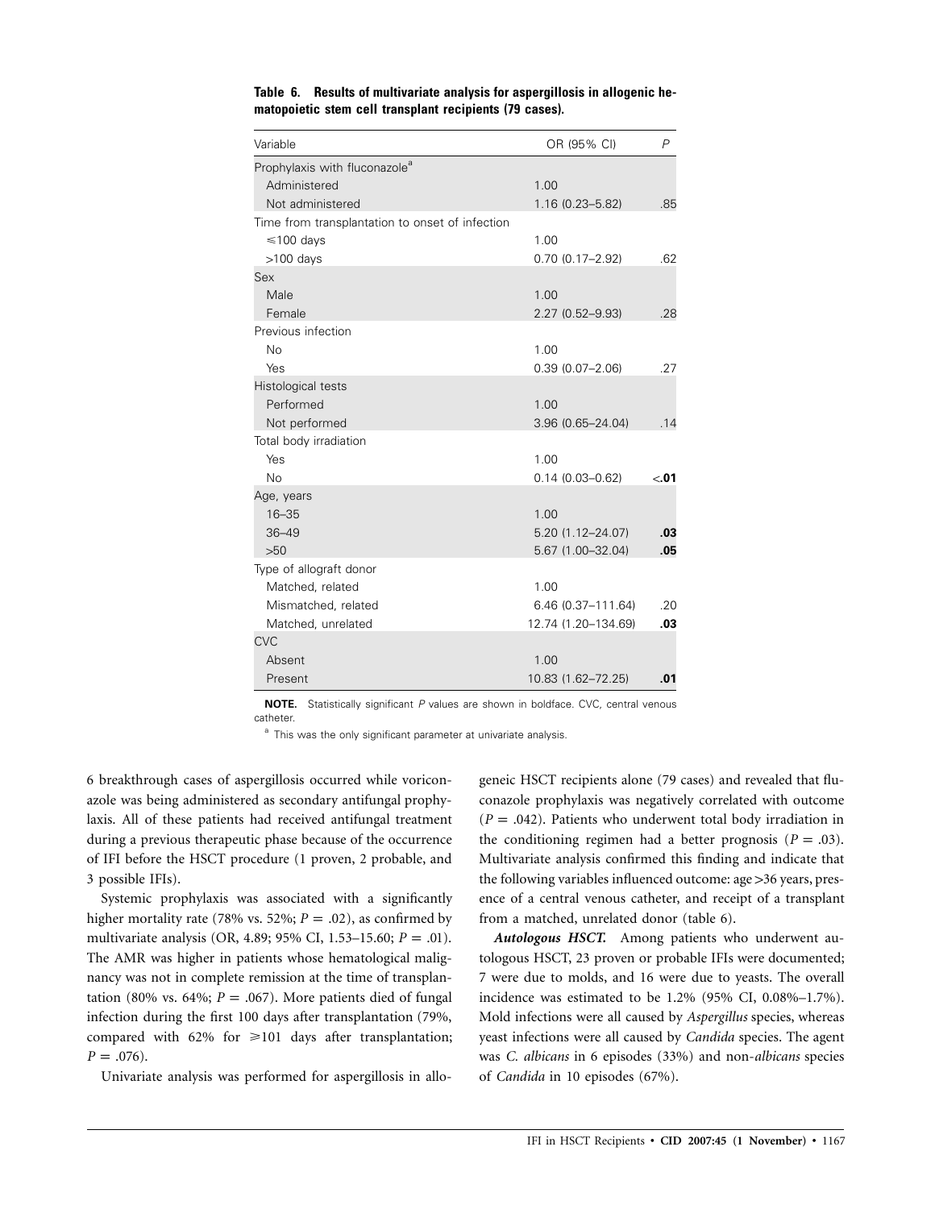**Table 6. Results of multivariate analysis for aspergillosis in allogenic hematopoietic stem cell transplant recipients (79 cases).**

| Variable | OR (95% CI) | P |
|---|---|---|
| Prophylaxis with fluconazole[a] | | |
| Administered | 1.00 | |
| Not administered | 1.16 (0.23–5.82) | .85 |
| Time from transplantation to onset of infection | | |
| ≤100 days | 1.00 | |
| >100 days | 0.70 (0.17–2.92) | .62 |
| Sex | | |
| Male | 1.00 | |
| Female | 2.27 (0.52–9.93) | .28 |
| Previous infection | | |
| No | 1.00 | |
| Yes | 0.39 (0.07–2.06) | .27 |
| Histological tests | | |
| Performed | 1.00 | |
| Not performed | 3.96 (0.65–24.04) | .14 |
| Total body irradiation | | |
| Yes | 1.00 | |
| No | 0.14 (0.03–0.62) | **<.01** |
| Age, years | | |
| 16–35 | 1.00 | |
| 36–49 | 5.20 (1.12–24.07) | **.03** |
| >50 | 5.67 (1.00–32.04) | **.05** |
| Type of allograft donor | | |
| Matched, related | 1.00 | |
| Mismatched, related | 6.46 (0.37–111.64) | .20 |
| Matched, unrelated | 12.74 (1.20–134.69) | **.03** |
| CVC | | |
| Absent | 1.00 | |
| Present | 10.83 (1.62–72.25) | **.01** |

**NOTE.** Statistically significant *P* values are shown in boldface. CVC, central venous catheter.

[a] This was the only significant parameter at univariate analysis.

6 breakthrough cases of aspergillosis occurred while voriconazole was being administered as secondary antifungal prophylaxis. All of these patients had received antifungal treatment during a previous therapeutic phase because of the occurrence of IFI before the HSCT procedure (1 proven, 2 probable, and 3 possible IFIs).

Systemic prophylaxis was associated with a significantly higher mortality rate (78% vs. 52%; $P = .02$), as confirmed by multivariate analysis (OR, 4.89; 95% CI, 1.53–15.60; $P = .01$). The AMR was higher in patients whose hematological malignancy was not in complete remission at the time of transplantation (80% vs. 64%; $P = .067$). More patients died of fungal infection during the first 100 days after transplantation (79%, compared with 62% for ≥101 days after transplantation; $P = .076$).

Univariate analysis was performed for aspergillosis in allogeneic HSCT recipients alone (79 cases) and revealed that fluconazole prophylaxis was negatively correlated with outcome ($P = .042$). Patients who underwent total body irradiation in the conditioning regimen had a better prognosis ($P = .03$). Multivariate analysis confirmed this finding and indicate that the following variables influenced outcome: age >36 years, presence of a central venous catheter, and receipt of a transplant from a matched, unrelated donor (table 6).

***Autologous HSCT.*** Among patients who underwent autologous HSCT, 23 proven or probable IFIs were documented; 7 were due to molds, and 16 were due to yeasts. The overall incidence was estimated to be 1.2% (95% CI, 0.08%–1.7%). Mold infections were all caused by *Aspergillus* species, whereas yeast infections were all caused by *Candida* species. The agent was *C. albicans* in 6 episodes (33%) and non-*albicans* species of *Candida* in 10 episodes (67%).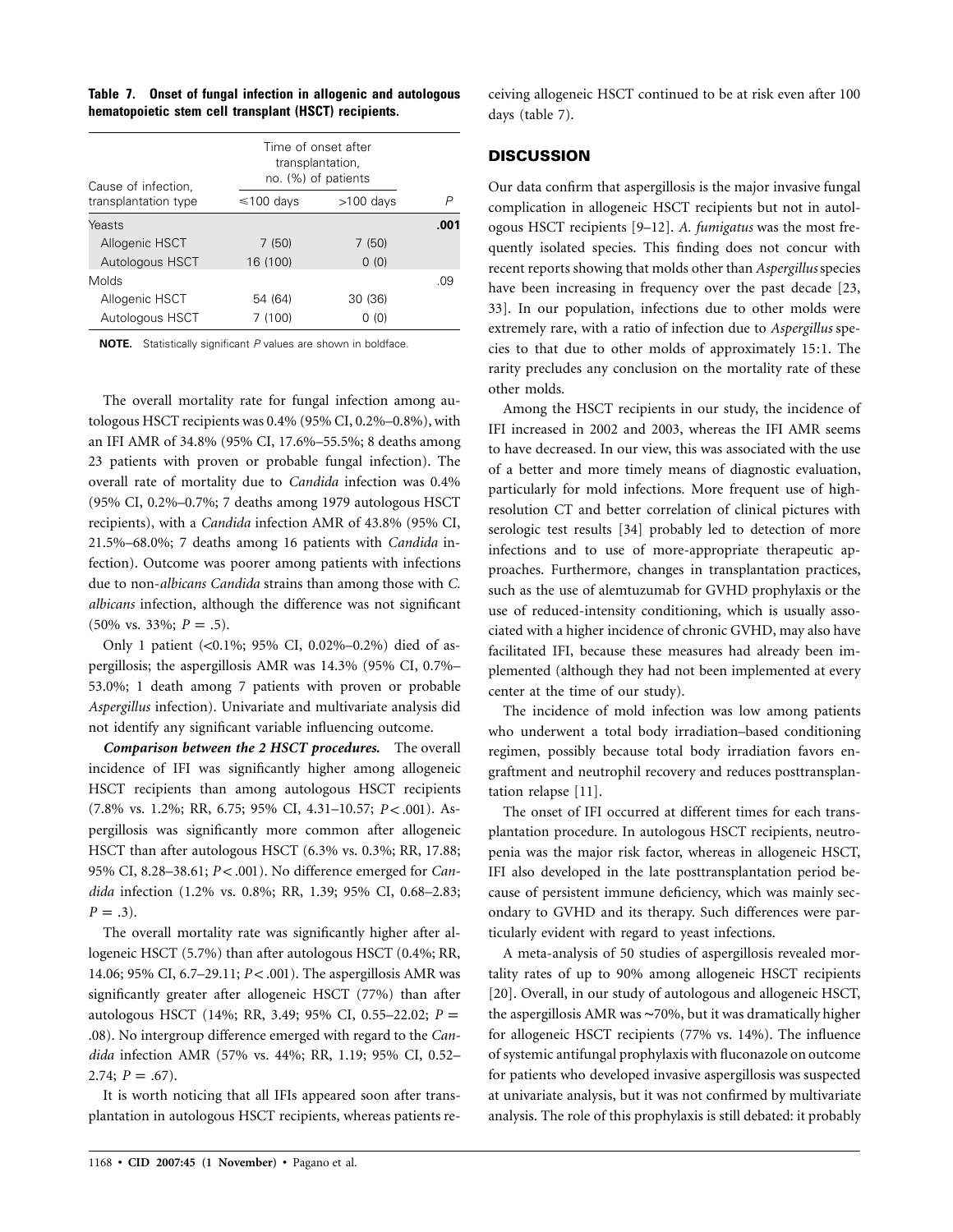**Table 7. Onset of fungal infection in allogenic and autologous hematopoietic stem cell transplant (HSCT) recipients.**

| Cause of infection, transplantation type | Time of onset after transplantation, no. (%) of patients | | *P* |
|---|---|---|---|
| | ≤100 days | >100 days | |
| Yeasts | | | **.001** |
| Allogenic HSCT | 7 (50) | 7 (50) | |
| Autologous HSCT | 16 (100) | 0 (0) | |
| Molds | | | .09 |
| Allogenic HSCT | 54 (64) | 30 (36) | |
| Autologous HSCT | 7 (100) | 0 (0) | |

**NOTE.** Statistically significant *P* values are shown in boldface.

The overall mortality rate for fungal infection among autologous HSCT recipients was 0.4% (95% CI, 0.2%–0.8%), with an IFI AMR of 34.8% (95% CI, 17.6%–55.5%; 8 deaths among 23 patients with proven or probable fungal infection). The overall rate of mortality due to *Candida* infection was 0.4% (95% CI, 0.2%–0.7%; 7 deaths among 1979 autologous HSCT recipients), with a *Candida* infection AMR of 43.8% (95% CI, 21.5%–68.0%; 7 deaths among 16 patients with *Candida* infection). Outcome was poorer among patients with infections due to non-*albicans Candida* strains than among those with *C. albicans* infection, although the difference was not significant (50% vs. 33%; $P = .5$).

Only 1 patient (<0.1%; 95% CI, 0.02%–0.2%) died of aspergillosis; the aspergillosis AMR was 14.3% (95% CI, 0.7%–53.0%; 1 death among 7 patients with proven or probable *Aspergillus* infection). Univariate and multivariate analysis did not identify any significant variable influencing outcome.

***Comparison between the 2 HSCT procedures.*** The overall incidence of IFI was significantly higher among allogeneic HSCT recipients than among autologous HSCT recipients (7.8% vs. 1.2%; RR, 6.75; 95% CI, 4.31–10.57; $P < .001$). Aspergillosis was significantly more common after allogeneic HSCT than after autologous HSCT (6.3% vs. 0.3%; RR, 17.88; 95% CI, 8.28–38.61; $P < .001$). No difference emerged for *Candida* infection (1.2% vs. 0.8%; RR, 1.39; 95% CI, 0.68–2.83; $P = .3$).

The overall mortality rate was significantly higher after allogeneic HSCT (5.7%) than after autologous HSCT (0.4%; RR, 14.06; 95% CI, 6.7–29.11; $P < .001$). The aspergillosis AMR was significantly greater after allogeneic HSCT (77%) than after autologous HSCT (14%; RR, 3.49; 95% CI, 0.55–22.02; $P = .08$). No intergroup difference emerged with regard to the *Candida* infection AMR (57% vs. 44%; RR, 1.19; 95% CI, 0.52–2.74; $P = .67$).

It is worth noticing that all IFIs appeared soon after transplantation in autologous HSCT recipients, whereas patients receiving allogeneic HSCT continued to be at risk even after 100 days (table 7).

## DISCUSSION

Our data confirm that aspergillosis is the major invasive fungal complication in allogeneic HSCT recipients but not in autologous HSCT recipients [9–12]. *A. fumigatus* was the most frequently isolated species. This finding does not concur with recent reports showing that molds other than *Aspergillus* species have been increasing in frequency over the past decade [23, 33]. In our population, infections due to other molds were extremely rare, with a ratio of infection due to *Aspergillus* species to that due to other molds of approximately 15:1. The rarity precludes any conclusion on the mortality rate of these other molds.

Among the HSCT recipients in our study, the incidence of IFI increased in 2002 and 2003, whereas the IFI AMR seems to have decreased. In our view, this was associated with the use of a better and more timely means of diagnostic evaluation, particularly for mold infections. More frequent use of high-resolution CT and better correlation of clinical pictures with serologic test results [34] probably led to detection of more infections and to use of more-appropriate therapeutic approaches. Furthermore, changes in transplantation practices, such as the use of alemtuzumab for GVHD prophylaxis or the use of reduced-intensity conditioning, which is usually associated with a higher incidence of chronic GVHD, may also have facilitated IFI, because these measures had already been implemented (although they had not been implemented at every center at the time of our study).

The incidence of mold infection was low among patients who underwent a total body irradiation–based conditioning regimen, possibly because total body irradiation favors engraftment and neutrophil recovery and reduces posttransplantation relapse [11].

The onset of IFI occurred at different times for each transplantation procedure. In autologous HSCT recipients, neutropenia was the major risk factor, whereas in allogeneic HSCT, IFI also developed in the late posttransplantation period because of persistent immune deficiency, which was mainly secondary to GVHD and its therapy. Such differences were particularly evident with regard to yeast infections.

A meta-analysis of 50 studies of aspergillosis revealed mortality rates of up to 90% among allogeneic HSCT recipients [20]. Overall, in our study of autologous and allogeneic HSCT, the aspergillosis AMR was ∼70%, but it was dramatically higher for allogeneic HSCT recipients (77% vs. 14%). The influence of systemic antifungal prophylaxis with fluconazole on outcome for patients who developed invasive aspergillosis was suspected at univariate analysis, but it was not confirmed by multivariate analysis. The role of this prophylaxis is still debated: it probably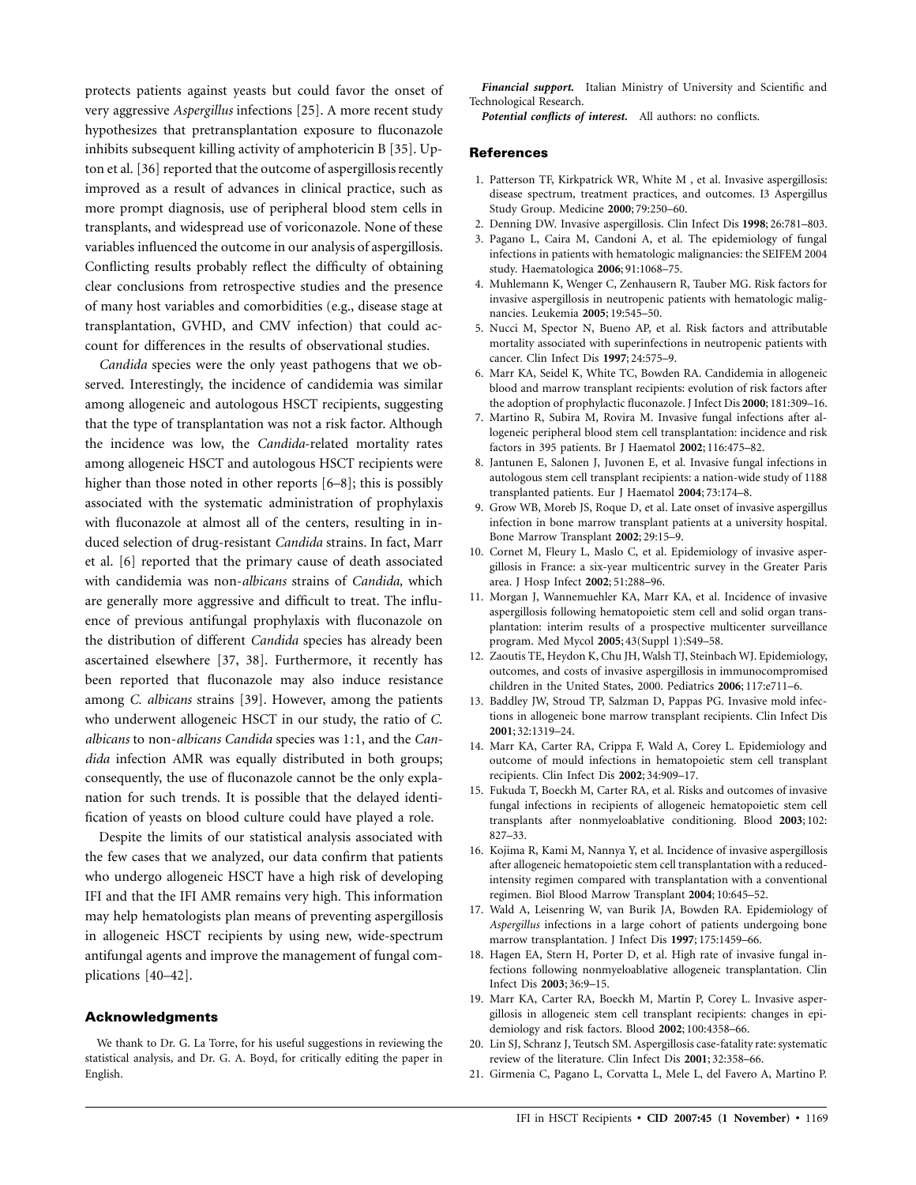protects patients against yeasts but could favor the onset of very aggressive *Aspergillus* infections [25]. A more recent study hypothesizes that pretransplantation exposure to fluconazole inhibits subsequent killing activity of amphotericin B [35]. Upton et al. [36] reported that the outcome of aspergillosis recently improved as a result of advances in clinical practice, such as more prompt diagnosis, use of peripheral blood stem cells in transplants, and widespread use of voriconazole. None of these variables influenced the outcome in our analysis of aspergillosis. Conflicting results probably reflect the difficulty of obtaining clear conclusions from retrospective studies and the presence of many host variables and comorbidities (e.g., disease stage at transplantation, GVHD, and CMV infection) that could account for differences in the results of observational studies.

*Candida* species were the only yeast pathogens that we observed. Interestingly, the incidence of candidemia was similar among allogeneic and autologous HSCT recipients, suggesting that the type of transplantation was not a risk factor. Although the incidence was low, the *Candida*-related mortality rates among allogeneic HSCT and autologous HSCT recipients were higher than those noted in other reports [6–8]; this is possibly associated with the systematic administration of prophylaxis with fluconazole at almost all of the centers, resulting in induced selection of drug-resistant *Candida* strains. In fact, Marr et al. [6] reported that the primary cause of death associated with candidemia was non-*albicans* strains of *Candida,* which are generally more aggressive and difficult to treat. The influence of previous antifungal prophylaxis with fluconazole on the distribution of different *Candida* species has already been ascertained elsewhere [37, 38]. Furthermore, it recently has been reported that fluconazole may also induce resistance among *C. albicans* strains [39]. However, among the patients who underwent allogeneic HSCT in our study, the ratio of *C. albicans* to non-*albicans Candida* species was 1:1, and the *Candida* infection AMR was equally distributed in both groups; consequently, the use of fluconazole cannot be the only explanation for such trends. It is possible that the delayed identification of yeasts on blood culture could have played a role.

Despite the limits of our statistical analysis associated with the few cases that we analyzed, our data confirm that patients who undergo allogeneic HSCT have a high risk of developing IFI and that the IFI AMR remains very high. This information may help hematologists plan means of preventing aspergillosis in allogeneic HSCT recipients by using new, wide-spectrum antifungal agents and improve the management of fungal complications [40–42].

## Acknowledgments

We thank to Dr. G. La Torre, for his useful suggestions in reviewing the statistical analysis, and Dr. G. A. Boyd, for critically editing the paper in English.

***Financial support.*** Italian Ministry of University and Scientific and Technological Research.

***Potential conflicts of interest.*** All authors: no conflicts.

## References

1. Patterson TF, Kirkpatrick WR, White M , et al. Invasive aspergillosis: disease spectrum, treatment practices, and outcomes. I3 Aspergillus Study Group. Medicine 2000; 79:250–60.
2. Denning DW. Invasive aspergillosis. Clin Infect Dis **1998**; 26:781–803.
3. Pagano L, Caira M, Candoni A, et al. The epidemiology of fungal infections in patients with hematologic malignancies: the SEIFEM 2004 study. Haematologica **2006**; 91:1068–75.
4. Muhlemann K, Wenger C, Zenhausern R, Tauber MG. Risk factors for invasive aspergillosis in neutropenic patients with hematologic malignancies. Leukemia **2005**; 19:545–50.
5. Nucci M, Spector N, Bueno AP, et al. Risk factors and attributable mortality associated with superinfections in neutropenic patients with cancer. Clin Infect Dis **1997**; 24:575–9.
6. Marr KA, Seidel K, White TC, Bowden RA. Candidemia in allogeneic blood and marrow transplant recipients: evolution of risk factors after the adoption of prophylactic fluconazole. J Infect Dis **2000**; 181:309–16.
7. Martino R, Subira M, Rovira M. Invasive fungal infections after allogeneic peripheral blood stem cell transplantation: incidence and risk factors in 395 patients. Br J Haematol **2002**; 116:475–82.
8. Jantunen E, Salonen J, Juvonen E, et al. Invasive fungal infections in autologous stem cell transplant recipients: a nation-wide study of 1188 transplanted patients. Eur J Haematol **2004**; 73:174–8.
9. Grow WB, Moreb JS, Roque D, et al. Late onset of invasive aspergillus infection in bone marrow transplant patients at a university hospital. Bone Marrow Transplant **2002**; 29:15–9.
10. Cornet M, Fleury L, Maslo C, et al. Epidemiology of invasive aspergillosis in France: a six-year multicentric survey in the Greater Paris area. J Hosp Infect **2002**; 51:288–96.
11. Morgan J, Wannemuehler KA, Marr KA, et al. Incidence of invasive aspergillosis following hematopoietic stem cell and solid organ transplantation: interim results of a prospective multicenter surveillance program. Med Mycol **2005**; 43(Suppl 1):S49–58.
12. Zaoutis TE, Heydon K, Chu JH, Walsh TJ, Steinbach WJ. Epidemiology, outcomes, and costs of invasive aspergillosis in immunocompromised children in the United States, 2000. Pediatrics **2006**; 117:e711–6.
13. Baddley JW, Stroud TP, Salzman D, Pappas PG. Invasive mold infections in allogeneic bone marrow transplant recipients. Clin Infect Dis **2001**; 32:1319–24.
14. Marr KA, Carter RA, Crippa F, Wald A, Corey L. Epidemiology and outcome of mould infections in hematopoietic stem cell transplant recipients. Clin Infect Dis **2002**; 34:909–17.
15. Fukuda T, Boeckh M, Carter RA, et al. Risks and outcomes of invasive fungal infections in recipients of allogeneic hematopoietic stem cell transplants after nonmyeloablative conditioning. Blood **2003**; 102: 827–33.
16. Kojima R, Kami M, Nannya Y, et al. Incidence of invasive aspergillosis after allogeneic hematopoietic stem cell transplantation with a reduced-intensity regimen compared with transplantation with a conventional regimen. Biol Blood Marrow Transplant **2004**; 10:645–52.
17. Wald A, Leisenring W, van Burik JA, Bowden RA. Epidemiology of *Aspergillus* infections in a large cohort of patients undergoing bone marrow transplantation. J Infect Dis **1997**; 175:1459–66.
18. Hagen EA, Stern H, Porter D, et al. High rate of invasive fungal infections following nonmyeloablative allogeneic transplantation. Clin Infect Dis **2003**; 36:9–15.
19. Marr KA, Carter RA, Boeckh M, Martin P, Corey L. Invasive aspergillosis in allogeneic stem cell transplant recipients: changes in epidemiology and risk factors. Blood **2002**; 100:4358–66.
20. Lin SJ, Schranz J, Teutsch SM. Aspergillosis case-fatality rate: systematic review of the literature. Clin Infect Dis **2001**; 32:358–66.
21. Girmenia C, Pagano L, Corvatta L, Mele L, del Favero A, Martino P.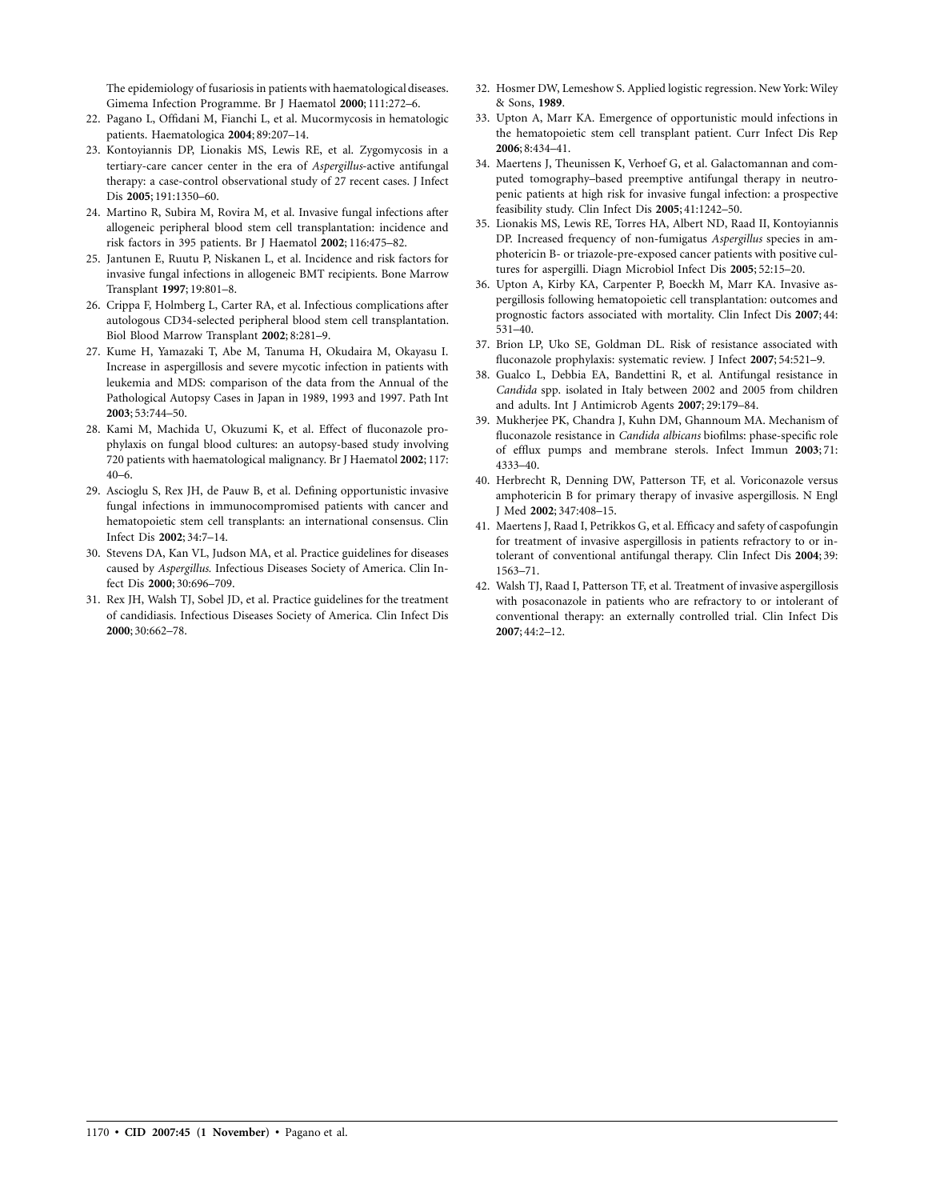The epidemiology of fusariosis in patients with haematological diseases. Gimema Infection Programme. Br J Haematol **2000**; 111:272–6.

22. Pagano L, Offidani M, Fianchi L, et al. Mucormycosis in hematologic patients. Haematologica **2004**; 89:207–14.
23. Kontoyiannis DP, Lionakis MS, Lewis RE, et al. Zygomycosis in a tertiary-care cancer center in the era of *Aspergillus*-active antifungal therapy: a case-control observational study of 27 recent cases. J Infect Dis **2005**; 191:1350–60.
24. Martino R, Subira M, Rovira M, et al. Invasive fungal infections after allogeneic peripheral blood stem cell transplantation: incidence and risk factors in 395 patients. Br J Haematol **2002**; 116:475–82.
25. Jantunen E, Ruutu P, Niskanen L, et al. Incidence and risk factors for invasive fungal infections in allogeneic BMT recipients. Bone Marrow Transplant **1997**; 19:801–8.
26. Crippa F, Holmberg L, Carter RA, et al. Infectious complications after autologous CD34-selected peripheral blood stem cell transplantation. Biol Blood Marrow Transplant **2002**; 8:281–9.
27. Kume H, Yamazaki T, Abe M, Tanuma H, Okudaira M, Okayasu I. Increase in aspergillosis and severe mycotic infection in patients with leukemia and MDS: comparison of the data from the Annual of the Pathological Autopsy Cases in Japan in 1989, 1993 and 1997. Path Int **2003**; 53:744–50.
28. Kami M, Machida U, Okuzumi K, et al. Effect of fluconazole prophylaxis on fungal blood cultures: an autopsy-based study involving 720 patients with haematological malignancy. Br J Haematol **2002**; 117: 40–6.
29. Ascioglu S, Rex JH, de Pauw B, et al. Defining opportunistic invasive fungal infections in immunocompromised patients with cancer and hematopoietic stem cell transplants: an international consensus. Clin Infect Dis **2002**; 34:7–14.
30. Stevens DA, Kan VL, Judson MA, et al. Practice guidelines for diseases caused by *Aspergillus.* Infectious Diseases Society of America. Clin Infect Dis **2000**; 30:696–709.
31. Rex JH, Walsh TJ, Sobel JD, et al. Practice guidelines for the treatment of candidiasis. Infectious Diseases Society of America. Clin Infect Dis **2000**; 30:662–78.
32. Hosmer DW, Lemeshow S. Applied logistic regression. New York: Wiley & Sons, **1989**.
33. Upton A, Marr KA. Emergence of opportunistic mould infections in the hematopoietic stem cell transplant patient. Curr Infect Dis Rep **2006**; 8:434–41.
34. Maertens J, Theunissen K, Verhoef G, et al. Galactomannan and computed tomography–based preemptive antifungal therapy in neutropenic patients at high risk for invasive fungal infection: a prospective feasibility study. Clin Infect Dis **2005**; 41:1242–50.
35. Lionakis MS, Lewis RE, Torres HA, Albert ND, Raad II, Kontoyiannis DP. Increased frequency of non-fumigatus *Aspergillus* species in amphotericin B- or triazole-pre-exposed cancer patients with positive cultures for aspergilli. Diagn Microbiol Infect Dis **2005**; 52:15–20.
36. Upton A, Kirby KA, Carpenter P, Boeckh M, Marr KA. Invasive aspergillosis following hematopoietic cell transplantation: outcomes and prognostic factors associated with mortality. Clin Infect Dis **2007**; 44: 531–40.
37. Brion LP, Uko SE, Goldman DL. Risk of resistance associated with fluconazole prophylaxis: systematic review. J Infect **2007**; 54:521–9.
38. Gualco L, Debbia EA, Bandettini R, et al. Antifungal resistance in *Candida* spp. isolated in Italy between 2002 and 2005 from children and adults. Int J Antimicrob Agents **2007**; 29:179–84.
39. Mukherjee PK, Chandra J, Kuhn DM, Ghannoum MA. Mechanism of fluconazole resistance in *Candida albicans* biofilms: phase-specific role of efflux pumps and membrane sterols. Infect Immun **2003**; 71: 4333–40.
40. Herbrecht R, Denning DW, Patterson TF, et al. Voriconazole versus amphotericin B for primary therapy of invasive aspergillosis. N Engl J Med **2002**; 347:408–15.
41. Maertens J, Raad I, Petrikkos G, et al. Efficacy and safety of caspofungin for treatment of invasive aspergillosis in patients refractory to or intolerant of conventional antifungal therapy. Clin Infect Dis **2004**; 39: 1563–71.
42. Walsh TJ, Raad I, Patterson TF, et al. Treatment of invasive aspergillosis with posaconazole in patients who are refractory to or intolerant of conventional therapy: an externally controlled trial. Clin Infect Dis **2007**; 44:2–12.